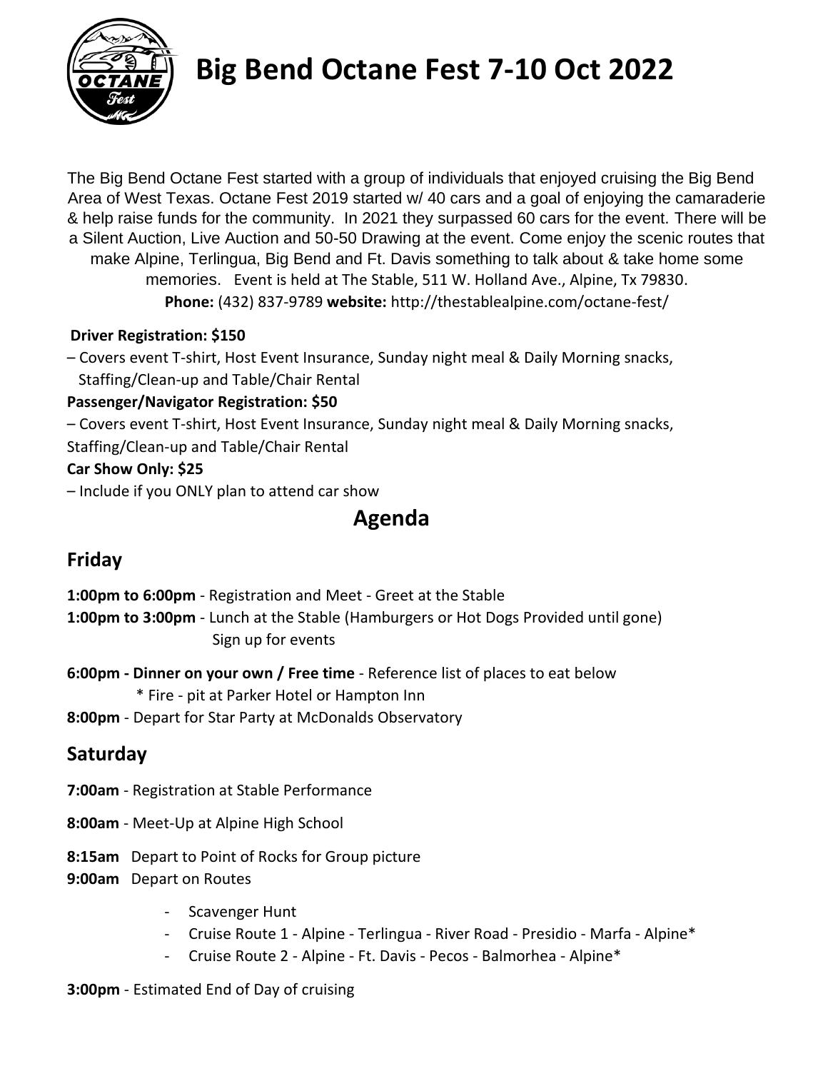// Big Bend Octane Fest 7-10 Oct 2022

The Big Bend Octane Fest started with a group of individuals that enjoyed cruising the Big Bend Area of West Texas. Octane Fest 2019 started w/ 40 cars and a goal of enjoying the camaraderie & help raise funds for the community. In 2021 they surpassed 60 cars for the event. There will be a Silent Auction, Live Auction and 50-50 Drawing at the event. Come enjoy the scenic routes that make Alpine, Terlingua, Big Bend and Ft. Davis something to talk about & take home some memories. Event is held at The Stable, 511 W. Holland Ave., Alpine, Tx 79830.

**Phone:** (432) 837-9789 **website:** http://thestablealpine.com/octane-fest/

**Driver Registration: $150**

– Covers event T-shirt, Host Event Insurance, Sunday night meal & Daily Morning snacks, Staffing/Clean-up and Table/Chair Rental

**Passenger/Navigator Registration: $50**

– Covers event T-shirt, Host Event Insurance, Sunday night meal & Daily Morning snacks, Staffing/Clean-up and Table/Chair Rental

**Car Show Only: $25**

– Include if you ONLY plan to attend car show

## Agenda

### Friday

**1:00pm to 6:00pm** - Registration and Meet - Greet at the Stable

**1:00pm to 3:00pm** - Lunch at the Stable (Hamburgers or Hot Dogs Provided until gone)
Sign up for events

**6:00pm - Dinner on your own / Free time** - Reference list of places to eat below
\* Fire - pit at Parker Hotel or Hampton Inn

**8:00pm** - Depart for Star Party at McDonalds Observatory

### Saturday

**7:00am** - Registration at Stable Performance

**8:00am** - Meet-Up at Alpine High School

**8:15am** Depart to Point of Rocks for Group picture

**9:00am** Depart on Routes

- Scavenger Hunt
- Cruise Route 1 - Alpine - Terlingua - River Road - Presidio - Marfa - Alpine*
- Cruise Route 2 - Alpine - Ft. Davis - Pecos - Balmorhea - Alpine*

**3:00pm** - Estimated End of Day of cruising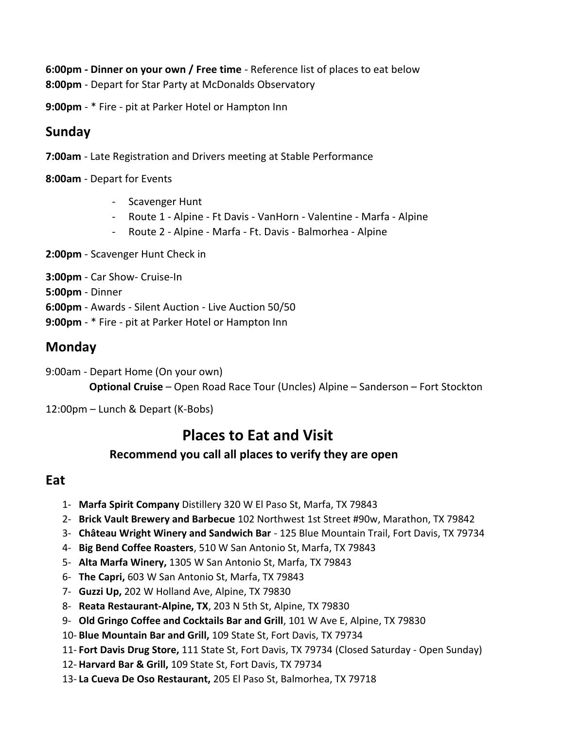**6:00pm - Dinner on your own / Free time** - Reference list of places to eat below
**8:00pm** - Depart for Star Party at McDonalds Observatory

**9:00pm** - * Fire - pit at Parker Hotel or Hampton Inn

## Sunday

**7:00am** - Late Registration and Drivers meeting at Stable Performance

**8:00am** - Depart for Events

- Scavenger Hunt
- Route 1 - Alpine - Ft Davis - VanHorn - Valentine - Marfa - Alpine
- Route 2 - Alpine - Marfa - Ft. Davis - Balmorhea - Alpine

**2:00pm** - Scavenger Hunt Check in

**3:00pm** - Car Show- Cruise-In
**5:00pm** - Dinner
**6:00pm** - Awards - Silent Auction - Live Auction 50/50
**9:00pm** - * Fire - pit at Parker Hotel or Hampton Inn

## Monday

9:00am - Depart Home (On your own)
**Optional Cruise** – Open Road Race Tour (Uncles) Alpine – Sanderson – Fort Stockton

12:00pm – Lunch & Depart (K-Bobs)

# Places to Eat and Visit

### Recommend you call all places to verify they are open

## Eat

1. **Marfa Spirit Company** Distillery 320 W El Paso St, Marfa, TX 79843
2. **Brick Vault Brewery and Barbecue** 102 Northwest 1st Street #90w, Marathon, TX 79842
3. **Château Wright Winery and Sandwich Bar** - 125 Blue Mountain Trail, Fort Davis, TX 79734
4. **Big Bend Coffee Roasters**, 510 W San Antonio St, Marfa, TX 79843
5. **Alta Marfa Winery,** 1305 W San Antonio St, Marfa, TX 79843
6. **The Capri,** 603 W San Antonio St, Marfa, TX 79843
7. **Guzzi Up,** 202 W Holland Ave, Alpine, TX 79830
8. **Reata Restaurant-Alpine, TX**, 203 N 5th St, Alpine, TX 79830
9. **Old Gringo Coffee and Cocktails Bar and Grill**, 101 W Ave E, Alpine, TX 79830
10. **Blue Mountain Bar and Grill,** 109 State St, Fort Davis, TX 79734
11. **Fort Davis Drug Store,** 111 State St, Fort Davis, TX 79734 (Closed Saturday - Open Sunday)
12. **Harvard Bar & Grill,** 109 State St, Fort Davis, TX 79734
13. **La Cueva De Oso Restaurant,** 205 El Paso St, Balmorhea, TX 79718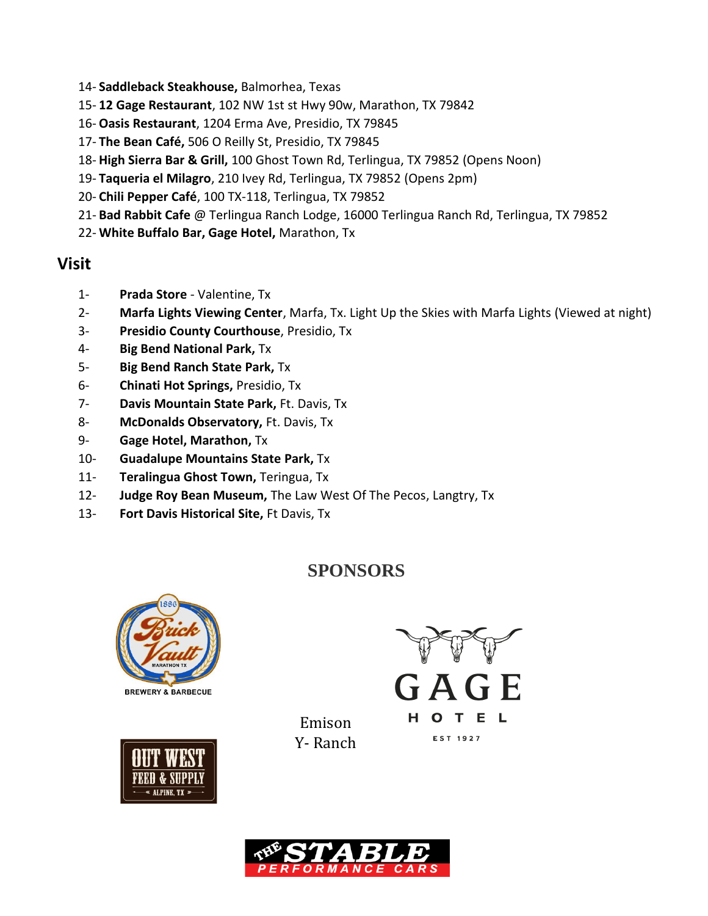14- **Saddleback Steakhouse,** Balmorhea, Texas
15- **12 Gage Restaurant**, 102 NW 1st st Hwy 90w, Marathon, TX 79842
16- **Oasis Restaurant**, 1204 Erma Ave, Presidio, TX 79845
17- **The Bean Café,** 506 O Reilly St, Presidio, TX 79845
18- **High Sierra Bar & Grill,** 100 Ghost Town Rd, Terlingua, TX 79852 (Opens Noon)
19- **Taqueria el Milagro**, 210 Ivey Rd, Terlingua, TX 79852 (Opens 2pm)
20- **Chili Pepper Café**, 100 TX-118, Terlingua, TX 79852
21- **Bad Rabbit Cafe** @ Terlingua Ranch Lodge, 16000 Terlingua Ranch Rd, Terlingua, TX 79852
22- **White Buffalo Bar, Gage Hotel,** Marathon, Tx

## Visit

1- **Prada Store** - Valentine, Tx
2- **Marfa Lights Viewing Center**, Marfa, Tx. Light Up the Skies with Marfa Lights (Viewed at night)
3- **Presidio County Courthouse**, Presidio, Tx
4- **Big Bend National Park,** Tx
5- **Big Bend Ranch State Park,** Tx
6- **Chinati Hot Springs,** Presidio, Tx
7- **Davis Mountain State Park,** Ft. Davis, Tx
8- **McDonalds Observatory,** Ft. Davis, Tx
9- **Gage Hotel, Marathon,** Tx
10- **Guadalupe Mountains State Park,** Tx
11- **Teralingua Ghost Town,** Teringua, Tx
12- **Judge Roy Bean Museum,** The Law West Of The Pecos, Langtry, Tx
13- **Fort Davis Historical Site,** Ft Davis, Tx

## SPONSORS

1886 Brick Vault MARATHON TX BREWERY & BARBECUE

GAGE HOTEL EST 1927

Emison Y- Ranch

OUT WEST FEED & SUPPLY ALPINE, TX

THE STABLE PERFORMANCE CARS